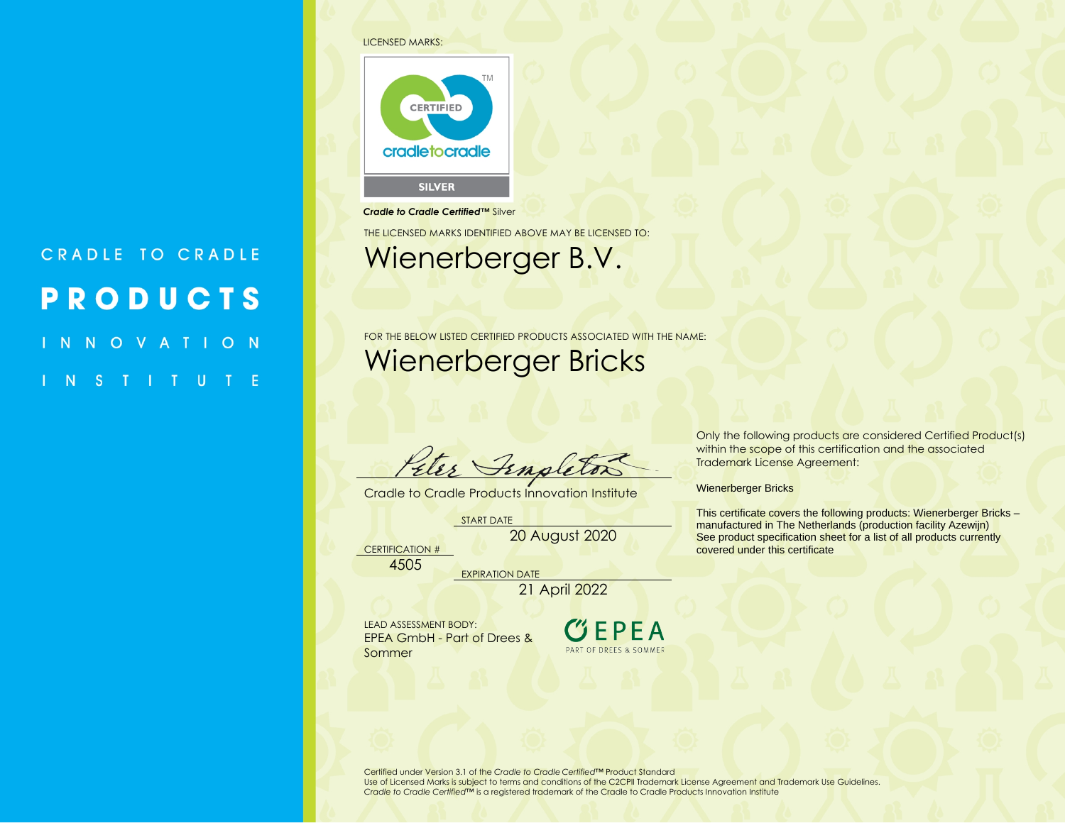CRADLE TO CRADLE

**PRODUCTS**

INNOVATION

INSTITUTE

LICENSED MARKS:

CERTIFIED cradletocradle SILVER

***Cradle to Cradle Certified*™** Silver

THE LICENSED MARKS IDENTIFIED ABOVE MAY BE LICENSED TO:

# Wienerberger B.V.

FOR THE BELOW LISTED CERTIFIED PRODUCTS ASSOCIATED WITH THE NAME:

# Wienerberger Bricks

Peter Templeton

Cradle to Cradle Products Innovation Institute

START DATE
20 August 2020

CERTIFICATION #
4505

EXPIRATION DATE
21 April 2022

LEAD ASSESSMENT BODY:
EPEA GmbH - Part of Drees & Sommer

EPEA PART OF DREES & SOMMER

Only the following products are considered Certified Product(s) within the scope of this certification and the associated Trademark License Agreement:

Wienerberger Bricks

This certificate covers the following products: Wienerberger Bricks – manufactured in The Netherlands (production facility Azewijn) See product specification sheet for a list of all products currently covered under this certificate

Certified under Version 3.1 of the *Cradle to Cradle Certified*™ Product Standard
Use of Licensed Marks is subject to terms and conditions of the C2CPII Trademark License Agreement and Trademark Use Guidelines.
*Cradle to Cradle Certified*™ is a registered trademark of the Cradle to Cradle Products Innovation Institute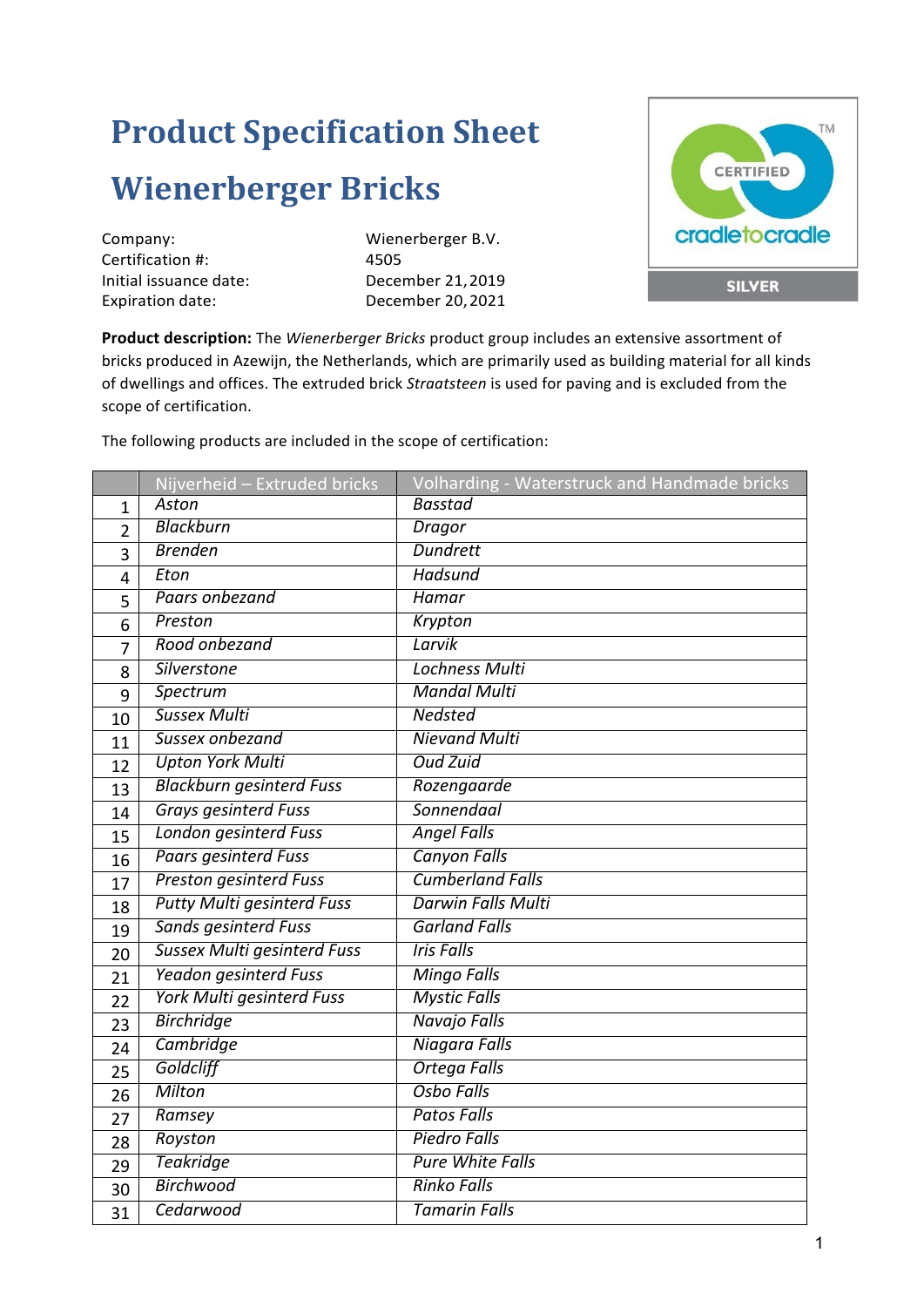# Product Specification Sheet

# Wienerberger Bricks

| | |
|---|---|
| Company: | Wienerberger B.V. |
| Certification #: | 4505 |
| Initial issuance date: | December 21, 2019 |
| Expiration date: | December 20, 2021 |

CERTIFIED cradletocradle SILVER

**Product description:** The *Wienerberger Bricks* product group includes an extensive assortment of bricks produced in Azewijn, the Netherlands, which are primarily used as building material for all kinds of dwellings and offices. The extruded brick *Straatsteen* is used for paving and is excluded from the scope of certification.

The following products are included in the scope of certification:

| | Nijverheid – Extruded bricks | Volharding - Waterstruck and Handmade bricks |
|---|---|---|
| 1 | *Aston* | *Basstad* |
| 2 | *Blackburn* | *Dragor* |
| 3 | *Brenden* | *Dundrett* |
| 4 | *Eton* | *Hadsund* |
| 5 | *Paars onbezand* | *Hamar* |
| 6 | *Preston* | *Krypton* |
| 7 | *Rood onbezand* | *Larvik* |
| 8 | *Silverstone* | *Lochness Multi* |
| 9 | *Spectrum* | *Mandal Multi* |
| 10 | *Sussex Multi* | *Nedsted* |
| 11 | *Sussex onbezand* | *Nievand Multi* |
| 12 | *Upton York Multi* | *Oud Zuid* |
| 13 | *Blackburn gesinterd Fuss* | *Rozengaarde* |
| 14 | *Grays gesinterd Fuss* | *Sonnendaal* |
| 15 | *London gesinterd Fuss* | *Angel Falls* |
| 16 | *Paars gesinterd Fuss* | *Canyon Falls* |
| 17 | *Preston gesinterd Fuss* | *Cumberland Falls* |
| 18 | *Putty Multi gesinterd Fuss* | *Darwin Falls Multi* |
| 19 | *Sands gesinterd Fuss* | *Garland Falls* |
| 20 | *Sussex Multi gesinterd Fuss* | *Iris Falls* |
| 21 | *Yeadon gesinterd Fuss* | *Mingo Falls* |
| 22 | *York Multi gesinterd Fuss* | *Mystic Falls* |
| 23 | *Birchridge* | *Navajo Falls* |
| 24 | *Cambridge* | *Niagara Falls* |
| 25 | *Goldcliff* | *Ortega Falls* |
| 26 | *Milton* | *Osbo Falls* |
| 27 | *Ramsey* | *Patos Falls* |
| 28 | *Royston* | *Piedro Falls* |
| 29 | *Teakridge* | *Pure White Falls* |
| 30 | *Birchwood* | *Rinko Falls* |
| 31 | *Cedarwood* | *Tamarin Falls* |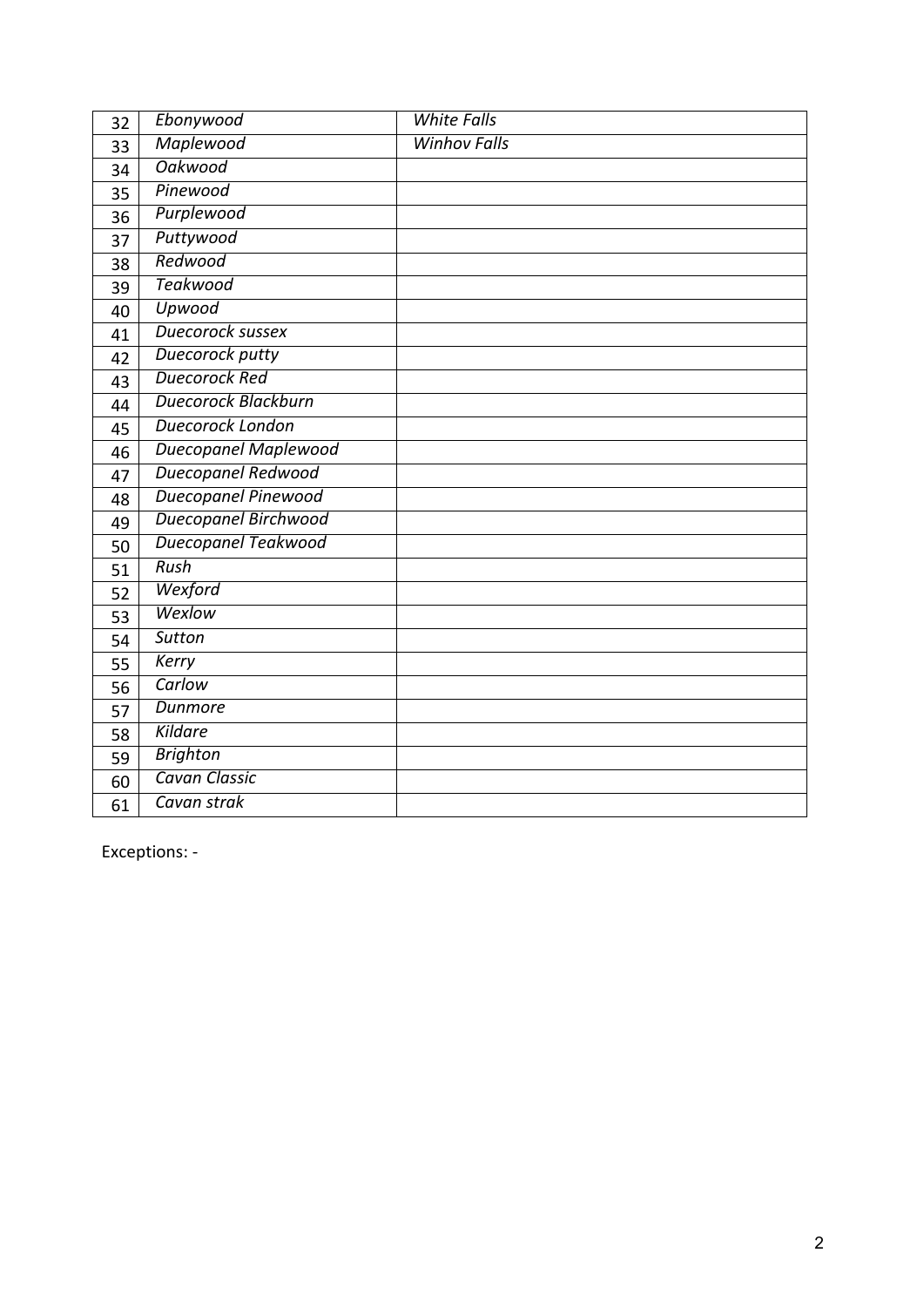| | | |
|---|---|---|
| 32 | *Ebonywood* | *White Falls* |
| 33 | *Maplewood* | *Winhov Falls* |
| 34 | *Oakwood* | |
| 35 | *Pinewood* | |
| 36 | *Purplewood* | |
| 37 | *Puttywood* | |
| 38 | *Redwood* | |
| 39 | *Teakwood* | |
| 40 | *Upwood* | |
| 41 | *Duecorock sussex* | |
| 42 | *Duecorock putty* | |
| 43 | *Duecorock Red* | |
| 44 | *Duecorock Blackburn* | |
| 45 | *Duecorock London* | |
| 46 | *Duecopanel Maplewood* | |
| 47 | *Duecopanel Redwood* | |
| 48 | *Duecopanel Pinewood* | |
| 49 | *Duecopanel Birchwood* | |
| 50 | *Duecopanel Teakwood* | |
| 51 | *Rush* | |
| 52 | *Wexford* | |
| 53 | *Wexlow* | |
| 54 | *Sutton* | |
| 55 | *Kerry* | |
| 56 | *Carlow* | |
| 57 | *Dunmore* | |
| 58 | *Kildare* | |
| 59 | *Brighton* | |
| 60 | *Cavan Classic* | |
| 61 | *Cavan strak* | |

Exceptions: -